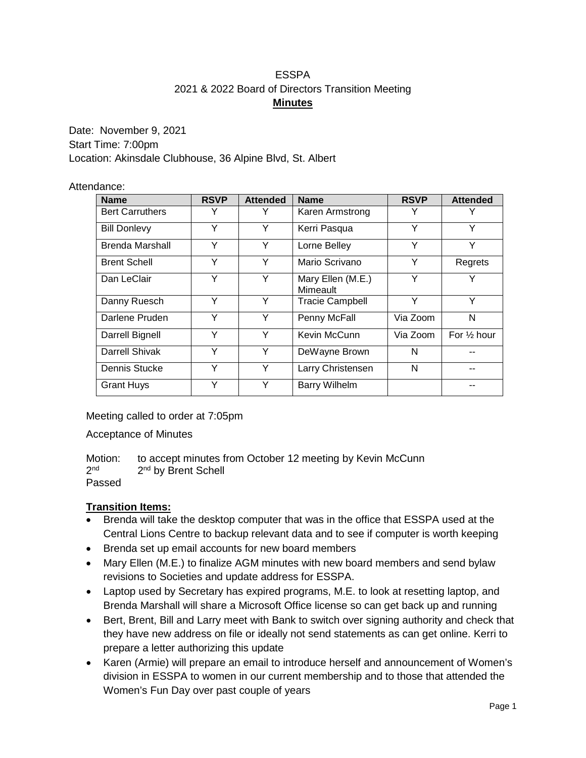ESSPA

2021 & 2022 Board of Directors Transition Meeting

**Minutes**

Date: November 9, 2021

Start Time: 7:00pm

Location: Akinsdale Clubhouse, 36 Alpine Blvd, St. Albert

Attendance:

| Name | RSVP | Attended | Name | RSVP | Attended |
|---|---|---|---|---|---|
| Bert Carruthers | Y | Y | Karen Armstrong | Y | Y |
| Bill Donlevy | Y | Y | Kerri Pasqua | Y | Y |
| Brenda Marshall | Y | Y | Lorne Belley | Y | Y |
| Brent Schell | Y | Y | Mario Scrivano | Y | Regrets |
| Dan LeClair | Y | Y | Mary Ellen (M.E.) Mimeault | Y | Y |
| Danny Ruesch | Y | Y | Tracie Campbell | Y | Y |
| Darlene Pruden | Y | Y | Penny McFall | Via Zoom | N |
| Darrell Bignell | Y | Y | Kevin McCunn | Via Zoom | For ½ hour |
| Darrell Shivak | Y | Y | DeWayne Brown | N | -- |
| Dennis Stucke | Y | Y | Larry Christensen | N | -- |
| Grant Huys | Y | Y | Barry Wilhelm | | -- |

Meeting called to order at 7:05pm

Acceptance of Minutes

Motion: to accept minutes from October 12 meeting by Kevin McCunn
2nd 2nd by Brent Schell
Passed

**Transition Items:**

- Brenda will take the desktop computer that was in the office that ESSPA used at the Central Lions Centre to backup relevant data and to see if computer is worth keeping
- Brenda set up email accounts for new board members
- Mary Ellen (M.E.) to finalize AGM minutes with new board members and send bylaw revisions to Societies and update address for ESSPA.
- Laptop used by Secretary has expired programs, M.E. to look at resetting laptop, and Brenda Marshall will share a Microsoft Office license so can get back up and running
- Bert, Brent, Bill and Larry meet with Bank to switch over signing authority and check that they have new address on file or ideally not send statements as can get online. Kerri to prepare a letter authorizing this update
- Karen (Armie) will prepare an email to introduce herself and announcement of Women's division in ESSPA to women in our current membership and to those that attended the Women's Fun Day over past couple of years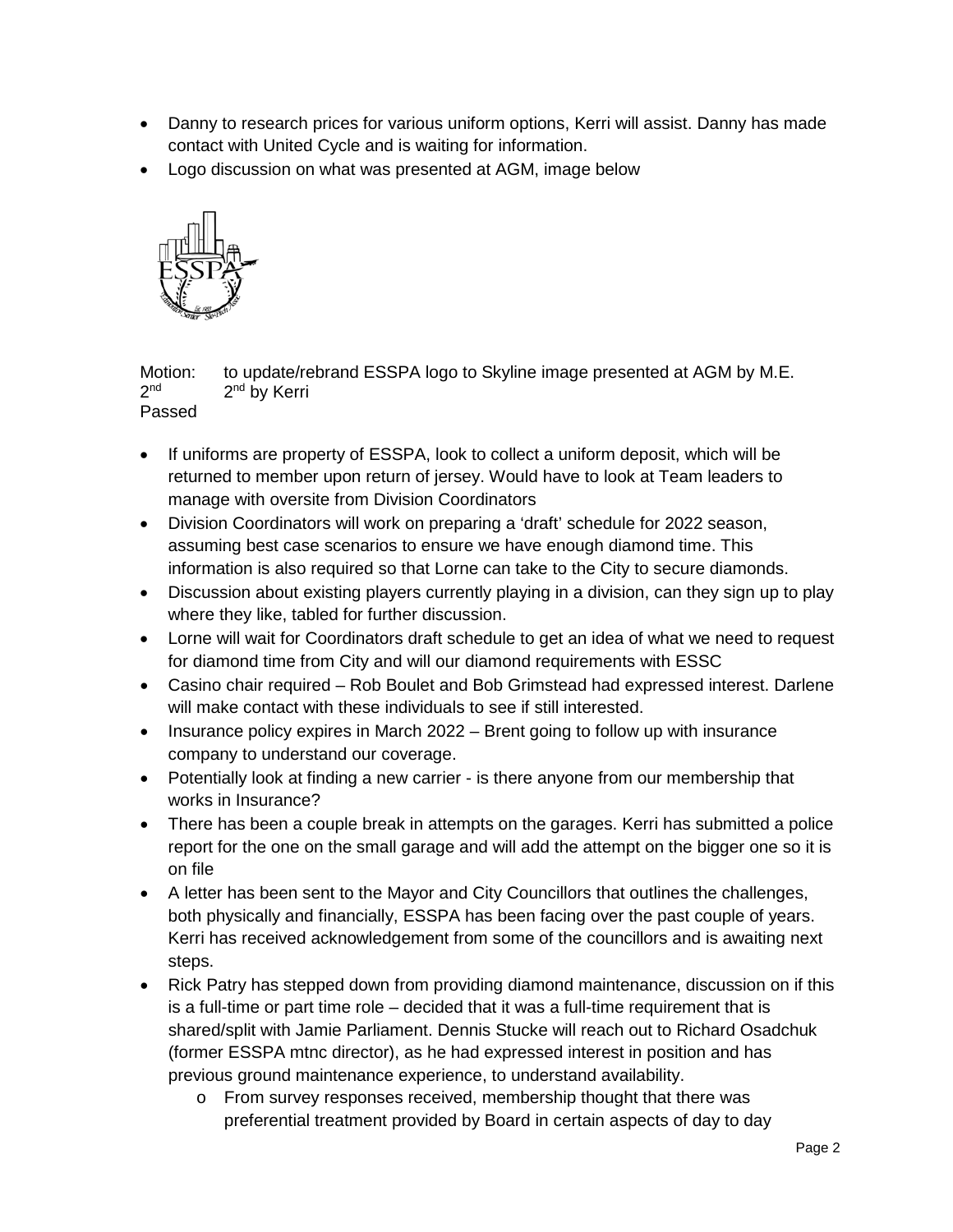- Danny to research prices for various uniform options, Kerri will assist. Danny has made contact with United Cycle and is waiting for information.
- Logo discussion on what was presented at AGM, image below

Motion: to update/rebrand ESSPA logo to Skyline image presented at AGM by M.E.
2nd 2nd by Kerri
Passed

- If uniforms are property of ESSPA, look to collect a uniform deposit, which will be returned to member upon return of jersey. Would have to look at Team leaders to manage with oversite from Division Coordinators
- Division Coordinators will work on preparing a 'draft' schedule for 2022 season, assuming best case scenarios to ensure we have enough diamond time. This information is also required so that Lorne can take to the City to secure diamonds.
- Discussion about existing players currently playing in a division, can they sign up to play where they like, tabled for further discussion.
- Lorne will wait for Coordinators draft schedule to get an idea of what we need to request for diamond time from City and will our diamond requirements with ESSC
- Casino chair required – Rob Boulet and Bob Grimstead had expressed interest. Darlene will make contact with these individuals to see if still interested.
- Insurance policy expires in March 2022 – Brent going to follow up with insurance company to understand our coverage.
- Potentially look at finding a new carrier - is there anyone from our membership that works in Insurance?
- There has been a couple break in attempts on the garages. Kerri has submitted a police report for the one on the small garage and will add the attempt on the bigger one so it is on file
- A letter has been sent to the Mayor and City Councillors that outlines the challenges, both physically and financially, ESSPA has been facing over the past couple of years. Kerri has received acknowledgement from some of the councillors and is awaiting next steps.
- Rick Patry has stepped down from providing diamond maintenance, discussion on if this is a full-time or part time role – decided that it was a full-time requirement that is shared/split with Jamie Parliament. Dennis Stucke will reach out to Richard Osadchuk (former ESSPA mtnc director), as he had expressed interest in position and has previous ground maintenance experience, to understand availability.
  - From survey responses received, membership thought that there was preferential treatment provided by Board in certain aspects of day to day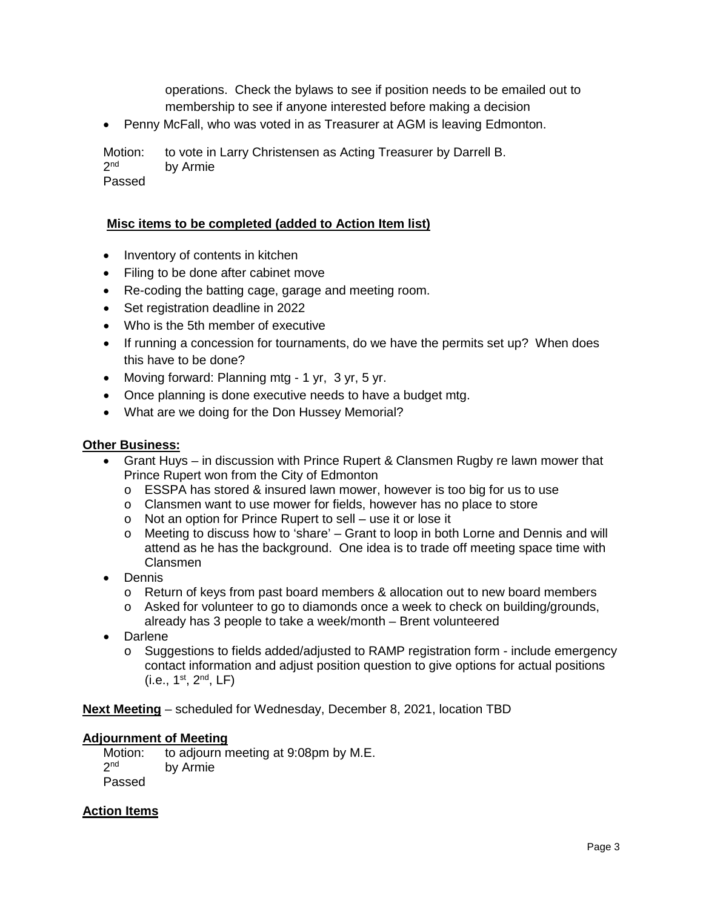operations. Check the bylaws to see if position needs to be emailed out to membership to see if anyone interested before making a decision

- Penny McFall, who was voted in as Treasurer at AGM is leaving Edmonton.

Motion: to vote in Larry Christensen as Acting Treasurer by Darrell B.
2nd by Armie
Passed

**Misc items to be completed (added to Action Item list)**

- Inventory of contents in kitchen
- Filing to be done after cabinet move
- Re-coding the batting cage, garage and meeting room.
- Set registration deadline in 2022
- Who is the 5th member of executive
- If running a concession for tournaments, do we have the permits set up? When does this have to be done?
- Moving forward: Planning mtg - 1 yr, 3 yr, 5 yr.
- Once planning is done executive needs to have a budget mtg.
- What are we doing for the Don Hussey Memorial?

**Other Business:**

- Grant Huys – in discussion with Prince Rupert & Clansmen Rugby re lawn mower that Prince Rupert won from the City of Edmonton
    - ESSPA has stored & insured lawn mower, however is too big for us to use
    - Clansmen want to use mower for fields, however has no place to store
    - Not an option for Prince Rupert to sell – use it or lose it
    - Meeting to discuss how to 'share' – Grant to loop in both Lorne and Dennis and will attend as he has the background. One idea is to trade off meeting space time with Clansmen
- Dennis
    - Return of keys from past board members & allocation out to new board members
    - Asked for volunteer to go to diamonds once a week to check on building/grounds, already has 3 people to take a week/month – Brent volunteered
- Darlene
    - Suggestions to fields added/adjusted to RAMP registration form - include emergency contact information and adjust position question to give options for actual positions (i.e., 1st, 2nd, LF)

**Next Meeting** – scheduled for Wednesday, December 8, 2021, location TBD

**Adjournment of Meeting**

Motion: to adjourn meeting at 9:08pm by M.E.
2nd by Armie
Passed

**Action Items**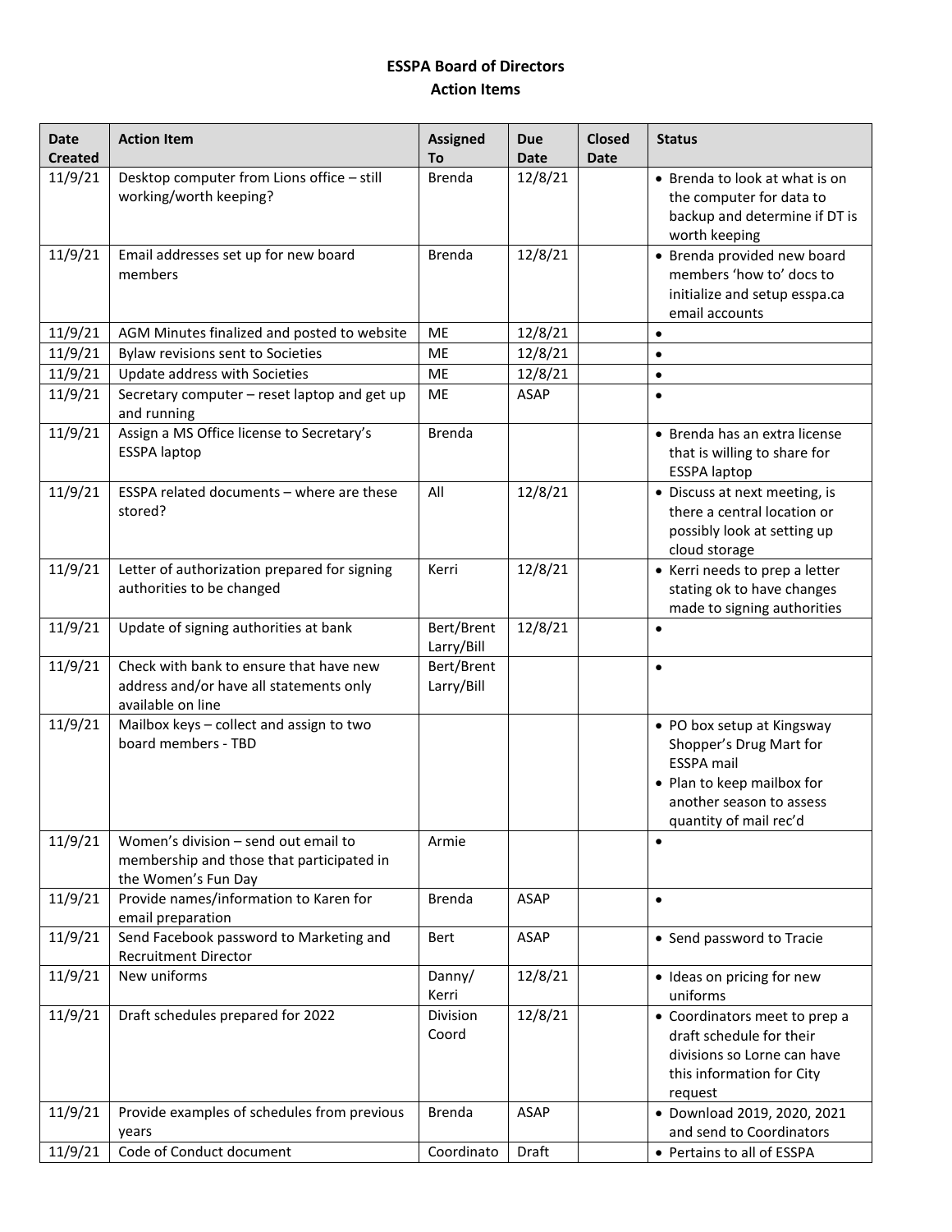**ESSPA Board of Directors**
**Action Items**

| Date Created | Action Item | Assigned To | Due Date | Closed Date | Status |
|---|---|---|---|---|---|
| 11/9/21 | Desktop computer from Lions office – still working/worth keeping? | Brenda | 12/8/21 | | • Brenda to look at what is on the computer for data to backup and determine if DT is worth keeping |
| 11/9/21 | Email addresses set up for new board members | Brenda | 12/8/21 | | • Brenda provided new board members 'how to' docs to initialize and setup esspa.ca email accounts |
| 11/9/21 | AGM Minutes finalized and posted to website | ME | 12/8/21 | | • |
| 11/9/21 | Bylaw revisions sent to Societies | ME | 12/8/21 | | • |
| 11/9/21 | Update address with Societies | ME | 12/8/21 | | • |
| 11/9/21 | Secretary computer – reset laptop and get up and running | ME | ASAP | | • |
| 11/9/21 | Assign a MS Office license to Secretary's ESSPA laptop | Brenda | | | • Brenda has an extra license that is willing to share for ESSPA laptop |
| 11/9/21 | ESSPA related documents – where are these stored? | All | 12/8/21 | | • Discuss at next meeting, is there a central location or possibly look at setting up cloud storage |
| 11/9/21 | Letter of authorization prepared for signing authorities to be changed | Kerri | 12/8/21 | | • Kerri needs to prep a letter stating ok to have changes made to signing authorities |
| 11/9/21 | Update of signing authorities at bank | Bert/Brent Larry/Bill | 12/8/21 | | • |
| 11/9/21 | Check with bank to ensure that have new address and/or have all statements only available on line | Bert/Brent Larry/Bill | | | • |
| 11/9/21 | Mailbox keys – collect and assign to two board members - TBD | | | | • PO box setup at Kingsway Shopper's Drug Mart for ESSPA mail<br>• Plan to keep mailbox for another season to assess quantity of mail rec'd |
| 11/9/21 | Women's division – send out email to membership and those that participated in the Women's Fun Day | Armie | | | • |
| 11/9/21 | Provide names/information to Karen for email preparation | Brenda | ASAP | | • |
| 11/9/21 | Send Facebook password to Marketing and Recruitment Director | Bert | ASAP | | • Send password to Tracie |
| 11/9/21 | New uniforms | Danny/ Kerri | 12/8/21 | | • Ideas on pricing for new uniforms |
| 11/9/21 | Draft schedules prepared for 2022 | Division Coord | 12/8/21 | | • Coordinators meet to prep a draft schedule for their divisions so Lorne can have this information for City request |
| 11/9/21 | Provide examples of schedules from previous years | Brenda | ASAP | | • Download 2019, 2020, 2021 and send to Coordinators |
| 11/9/21 | Code of Conduct document | Coordinato | Draft | | • Pertains to all of ESSPA |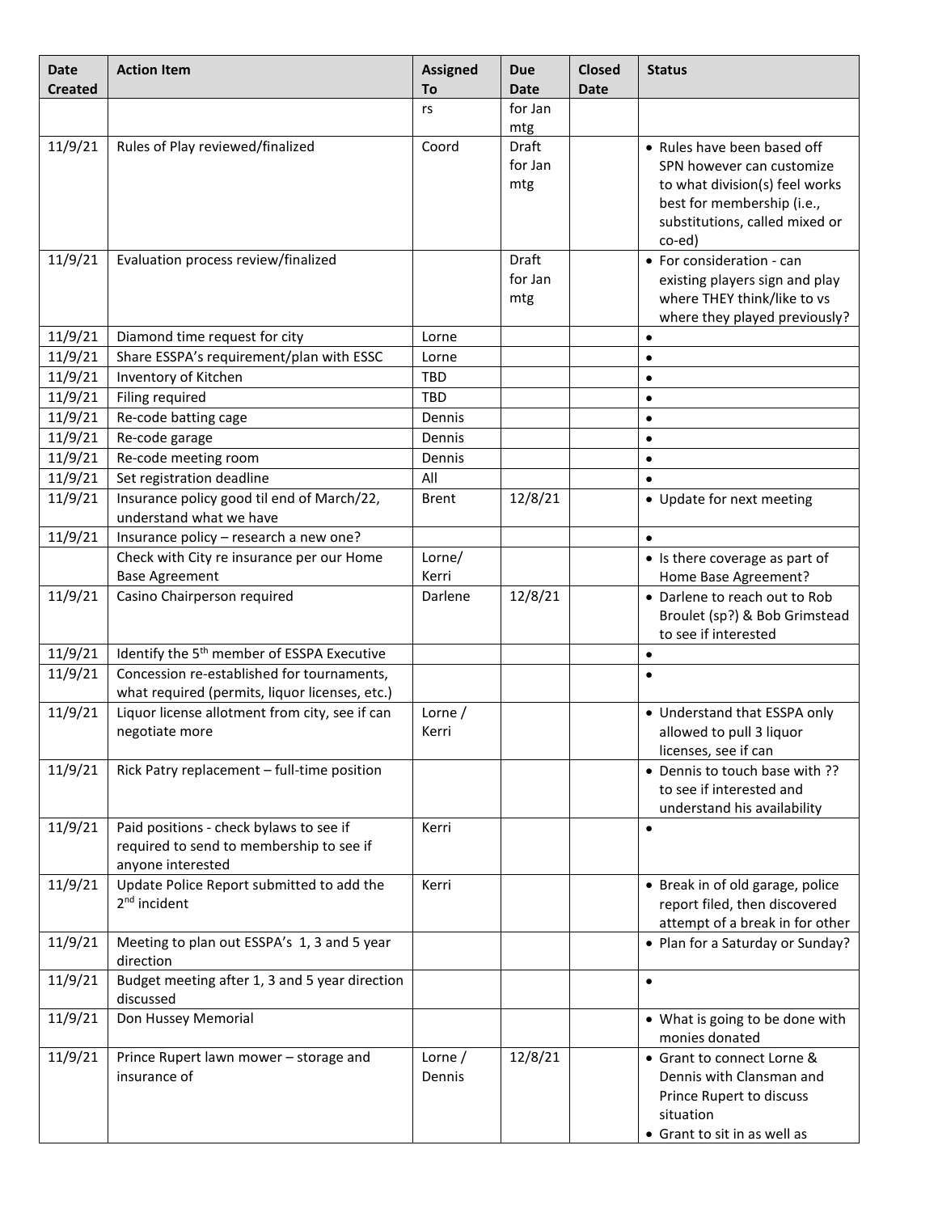| Date Created | Action Item | Assigned To | Due Date | Closed Date | Status |
|---|---|---|---|---|---|
| | | rs | for Jan mtg | | |
| 11/9/21 | Rules of Play reviewed/finalized | Coord | Draft for Jan mtg | | • Rules have been based off SPN however can customize to what division(s) feel works best for membership (i.e., substitutions, called mixed or co-ed) |
| 11/9/21 | Evaluation process review/finalized | | Draft for Jan mtg | | • For consideration - can existing players sign and play where THEY think/like to vs where they played previously? |
| 11/9/21 | Diamond time request for city | Lorne | | | • |
| 11/9/21 | Share ESSPA's requirement/plan with ESSC | Lorne | | | • |
| 11/9/21 | Inventory of Kitchen | TBD | | | • |
| 11/9/21 | Filing required | TBD | | | • |
| 11/9/21 | Re-code batting cage | Dennis | | | • |
| 11/9/21 | Re-code garage | Dennis | | | • |
| 11/9/21 | Re-code meeting room | Dennis | | | • |
| 11/9/21 | Set registration deadline | All | | | • |
| 11/9/21 | Insurance policy good til end of March/22, understand what we have | Brent | 12/8/21 | | • Update for next meeting |
| 11/9/21 | Insurance policy – research a new one? | | | | • |
| | Check with City re insurance per our Home Base Agreement | Lorne/ Kerri | | | • Is there coverage as part of Home Base Agreement? |
| 11/9/21 | Casino Chairperson required | Darlene | 12/8/21 | | • Darlene to reach out to Rob Broulet (sp?) & Bob Grimstead to see if interested |
| 11/9/21 | Identify the 5th member of ESSPA Executive | | | | • |
| 11/9/21 | Concession re-established for tournaments, what required (permits, liquor licenses, etc.) | | | | • |
| 11/9/21 | Liquor license allotment from city, see if can negotiate more | Lorne / Kerri | | | • Understand that ESSPA only allowed to pull 3 liquor licenses, see if can |
| 11/9/21 | Rick Patry replacement – full-time position | | | | • Dennis to touch base with ?? to see if interested and understand his availability |
| 11/9/21 | Paid positions - check bylaws to see if required to send to membership to see if anyone interested | Kerri | | | • |
| 11/9/21 | Update Police Report submitted to add the 2nd incident | Kerri | | | • Break in of old garage, police report filed, then discovered attempt of a break in for other |
| 11/9/21 | Meeting to plan out ESSPA's 1, 3 and 5 year direction | | | | • Plan for a Saturday or Sunday? |
| 11/9/21 | Budget meeting after 1, 3 and 5 year direction discussed | | | | • |
| 11/9/21 | Don Hussey Memorial | | | | • What is going to be done with monies donated |
| 11/9/21 | Prince Rupert lawn mower – storage and insurance of | Lorne / Dennis | 12/8/21 | | • Grant to connect Lorne & Dennis with Clansman and Prince Rupert to discuss situation<br>• Grant to sit in as well as |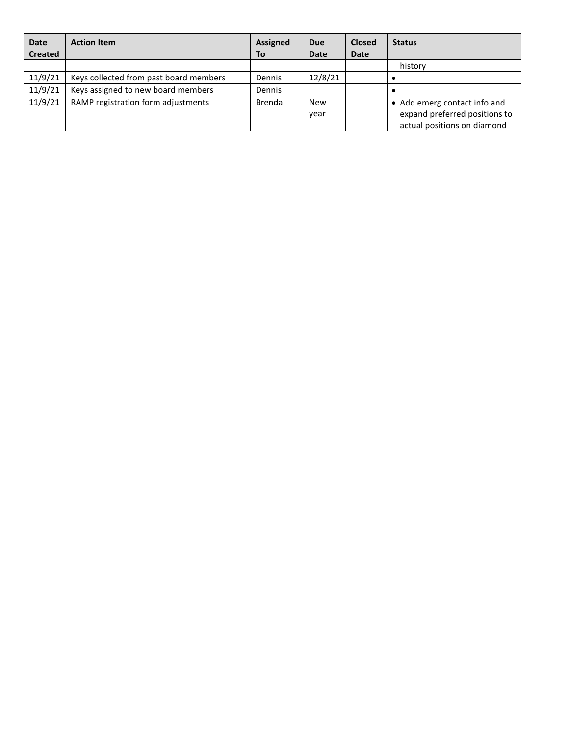| Date Created | Action Item | Assigned To | Due Date | Closed Date | Status |
|---|---|---|---|---|---|
| | | | | | history |
| 11/9/21 | Keys collected from past board members | Dennis | 12/8/21 | | • |
| 11/9/21 | Keys assigned to new board members | Dennis | | | • |
| 11/9/21 | RAMP registration form adjustments | Brenda | New year | | • Add emerg contact info and expand preferred positions to actual positions on diamond |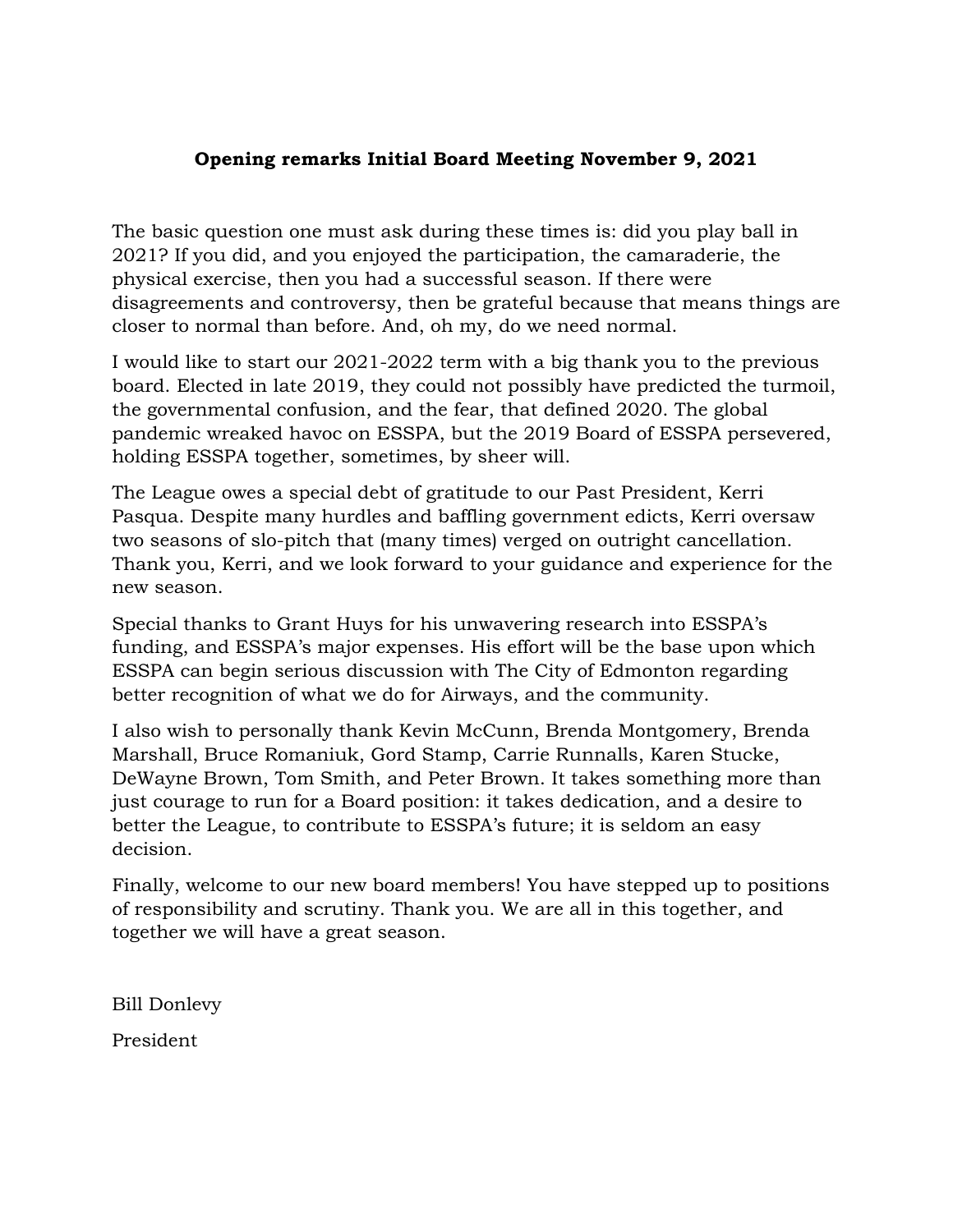**Opening remarks Initial Board Meeting November 9, 2021**

The basic question one must ask during these times is: did you play ball in 2021? If you did, and you enjoyed the participation, the camaraderie, the physical exercise, then you had a successful season. If there were disagreements and controversy, then be grateful because that means things are closer to normal than before. And, oh my, do we need normal.

I would like to start our 2021-2022 term with a big thank you to the previous board. Elected in late 2019, they could not possibly have predicted the turmoil, the governmental confusion, and the fear, that defined 2020. The global pandemic wreaked havoc on ESSPA, but the 2019 Board of ESSPA persevered, holding ESSPA together, sometimes, by sheer will.

The League owes a special debt of gratitude to our Past President, Kerri Pasqua. Despite many hurdles and baffling government edicts, Kerri oversaw two seasons of slo-pitch that (many times) verged on outright cancellation. Thank you, Kerri, and we look forward to your guidance and experience for the new season.

Special thanks to Grant Huys for his unwavering research into ESSPA's funding, and ESSPA's major expenses. His effort will be the base upon which ESSPA can begin serious discussion with The City of Edmonton regarding better recognition of what we do for Airways, and the community.

I also wish to personally thank Kevin McCunn, Brenda Montgomery, Brenda Marshall, Bruce Romaniuk, Gord Stamp, Carrie Runnalls, Karen Stucke, DeWayne Brown, Tom Smith, and Peter Brown. It takes something more than just courage to run for a Board position: it takes dedication, and a desire to better the League, to contribute to ESSPA's future; it is seldom an easy decision.

Finally, welcome to our new board members! You have stepped up to positions of responsibility and scrutiny. Thank you. We are all in this together, and together we will have a great season.

Bill Donlevy

President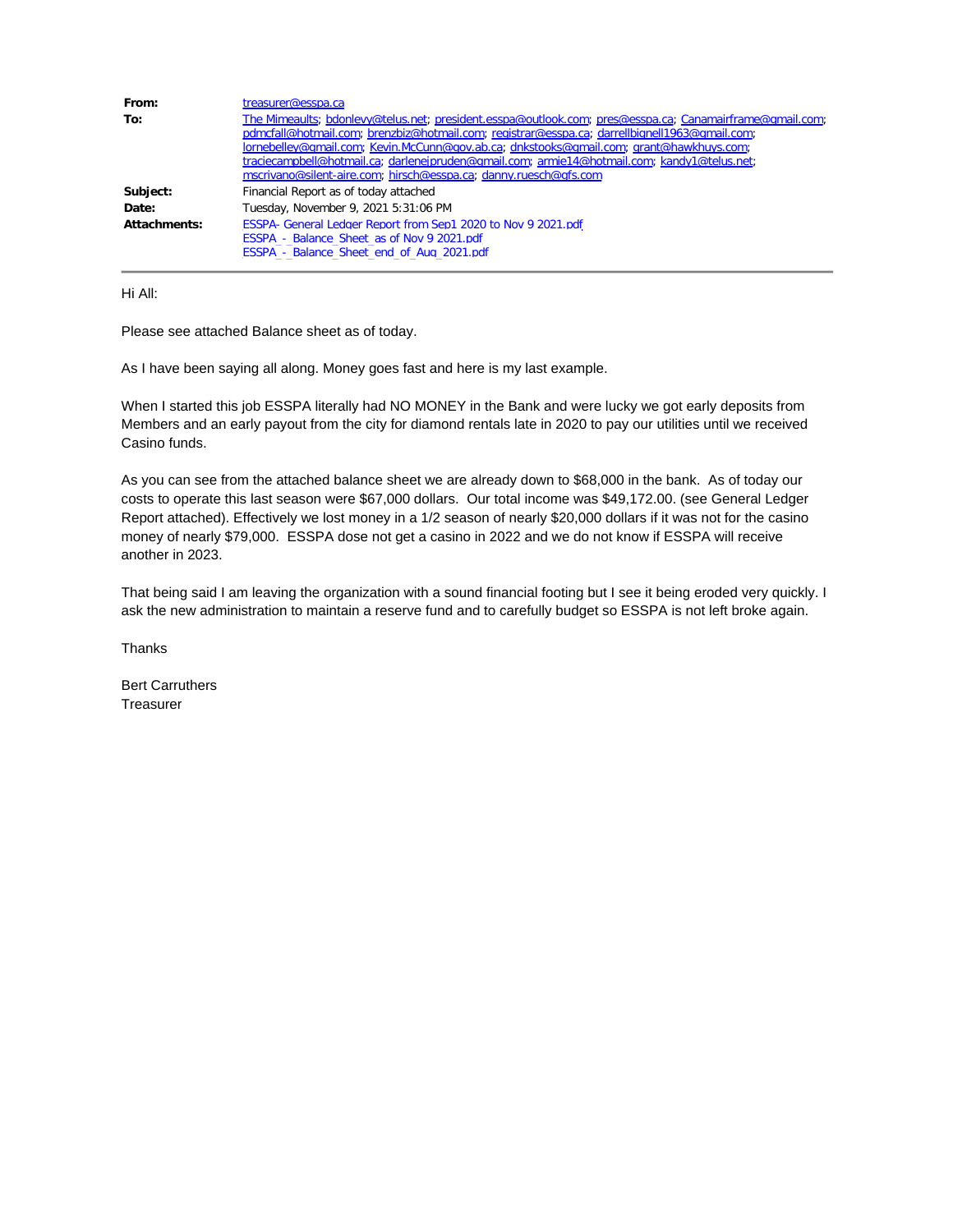| | |
|---|---|
| **From:** | treasurer@esspa.ca |
| **To:** | The Mimeaults; bdonlevy@telus.net; president.esspa@outlook.com; pres@esspa.ca; Canamairframe@gmail.com; pdmcfall@hotmail.com; brenzbiz@hotmail.com; registrar@esspa.ca; darrellbignell1963@gmail.com; lornebelley@gmail.com; Kevin.McCunn@gov.ab.ca; dnkstooks@gmail.com; grant@hawkhuys.com; traciecampbell@hotmail.ca; darlenejpruden@gmail.com; armie14@hotmail.com; kandy1@telus.net; mscrivano@silent-aire.com; hirsch@esspa.ca; danny.ruesch@gfs.com |
| **Subject:** | Financial Report as of today attached |
| **Date:** | Tuesday, November 9, 2021 5:31:06 PM |
| **Attachments:** | ESSPA- General Ledger Report from Sep1 2020 to Nov 9 2021.pdf<br>ESSPA_-_Balance_Sheet_as of Nov 9 2021.pdf<br>ESSPA_-_Balance_Sheet_end_of_Aug_2021.pdf |

Hi All:

Please see attached Balance sheet as of today.

As I have been saying all along. Money goes fast and here is my last example.

When I started this job ESSPA literally had NO MONEY in the Bank and were lucky we got early deposits from Members and an early payout from the city for diamond rentals late in 2020 to pay our utilities until we received Casino funds.

As you can see from the attached balance sheet we are already down to $68,000 in the bank. As of today our costs to operate this last season were $67,000 dollars. Our total income was $49,172.00. (see General Ledger Report attached). Effectively we lost money in a 1/2 season of nearly $20,000 dollars if it was not for the casino money of nearly $79,000. ESSPA dose not get a casino in 2022 and we do not know if ESSPA will receive another in 2023.

That being said I am leaving the organization with a sound financial footing but I see it being eroded very quickly. I ask the new administration to maintain a reserve fund and to carefully budget so ESSPA is not left broke again.

Thanks

Bert Carruthers
Treasurer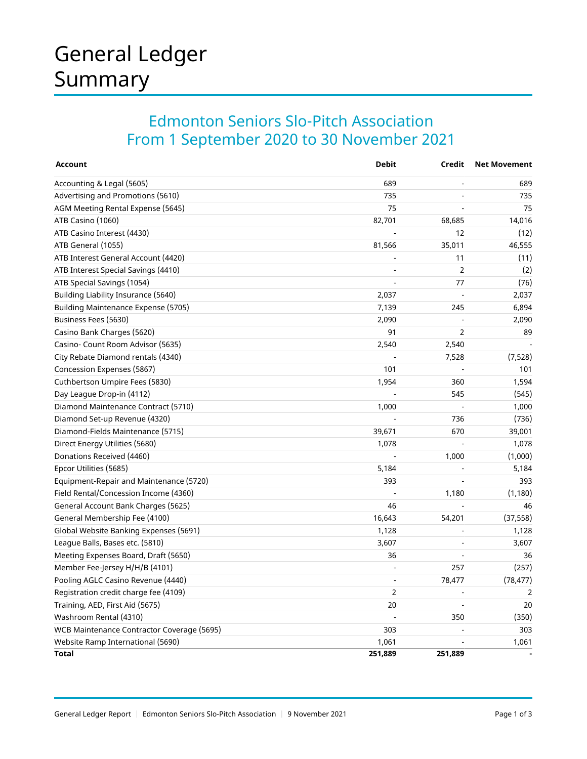# General Ledger Summary

## Edmonton Seniors Slo-Pitch Association
## From 1 September 2020 to 30 November 2021

| Account | Debit | Credit | Net Movement |
|---|---:|---:|---:|
| Accounting & Legal (5605) | 689 | - | 689 |
| Advertising and Promotions (5610) | 735 | - | 735 |
| AGM Meeting Rental Expense (5645) | 75 | - | 75 |
| ATB Casino (1060) | 82,701 | 68,685 | 14,016 |
| ATB Casino Interest (4430) | - | 12 | (12) |
| ATB General (1055) | 81,566 | 35,011 | 46,555 |
| ATB Interest General Account (4420) | - | 11 | (11) |
| ATB Interest Special Savings (4410) | - | 2 | (2) |
| ATB Special Savings (1054) | - | 77 | (76) |
| Building Liability Insurance (5640) | 2,037 | - | 2,037 |
| Building Maintenance Expense (5705) | 7,139 | 245 | 6,894 |
| Business Fees (5630) | 2,090 | - | 2,090 |
| Casino Bank Charges (5620) | 91 | 2 | 89 |
| Casino- Count Room Advisor (5635) | 2,540 | 2,540 | - |
| City Rebate Diamond rentals (4340) | - | 7,528 | (7,528) |
| Concession Expenses (5867) | 101 | - | 101 |
| Cuthbertson Umpire Fees (5830) | 1,954 | 360 | 1,594 |
| Day League Drop-in (4112) | - | 545 | (545) |
| Diamond Maintenance Contract (5710) | 1,000 | - | 1,000 |
| Diamond Set-up Revenue (4320) | - | 736 | (736) |
| Diamond-Fields Maintenance (5715) | 39,671 | 670 | 39,001 |
| Direct Energy Utilities (5680) | 1,078 | - | 1,078 |
| Donations Received (4460) | - | 1,000 | (1,000) |
| Epcor Utilities (5685) | 5,184 | - | 5,184 |
| Equipment-Repair and Maintenance (5720) | 393 | - | 393 |
| Field Rental/Concession Income (4360) | - | 1,180 | (1,180) |
| General Account Bank Charges (5625) | 46 | - | 46 |
| General Membership Fee (4100) | 16,643 | 54,201 | (37,558) |
| Global Website Banking Expenses (5691) | 1,128 | - | 1,128 |
| League Balls, Bases etc. (5810) | 3,607 | - | 3,607 |
| Meeting Expenses Board, Draft (5650) | 36 | - | 36 |
| Member Fee-Jersey H/H/B (4101) | - | 257 | (257) |
| Pooling AGLC Casino Revenue (4440) | - | 78,477 | (78,477) |
| Registration credit charge fee (4109) | 2 | - | 2 |
| Training, AED, First Aid (5675) | 20 | - | 20 |
| Washroom Rental (4310) | - | 350 | (350) |
| WCB Maintenance Contractor Coverage (5695) | 303 | - | 303 |
| Website Ramp International (5690) | 1,061 | - | 1,061 |
| **Total** | **251,889** | **251,889** | **-** |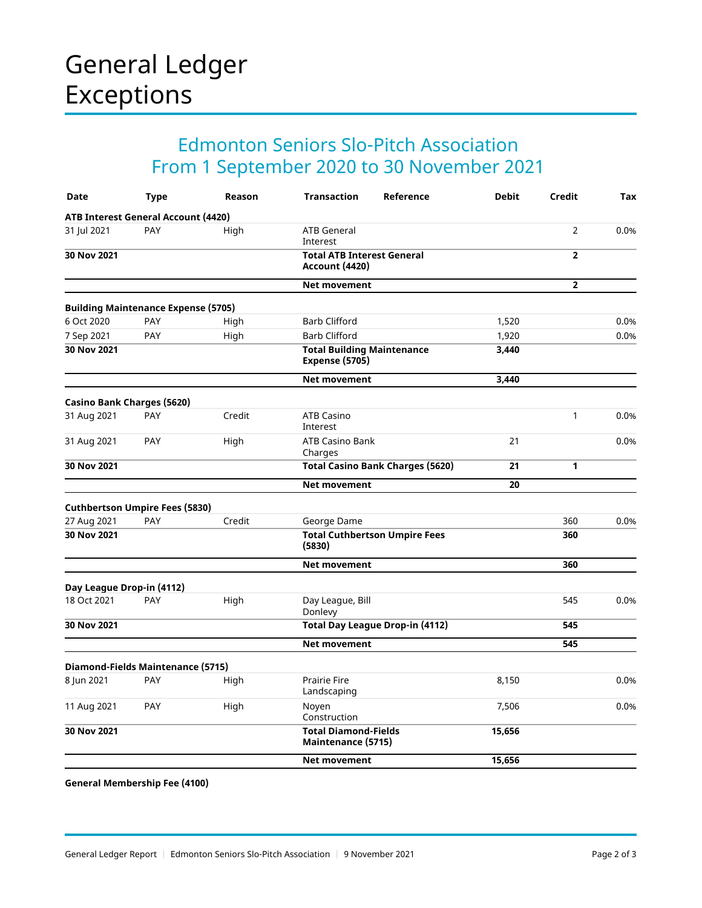# General Ledger Exceptions

## Edmonton Seniors Slo-Pitch Association
## From 1 September 2020 to 30 November 2021

| Date | Type | Reason | Transaction | Reference | Debit | Credit | Tax |
|---|---|---|---|---|---|---|---|
| **ATB Interest General Account (4420)** | | | | | | | |
| 31 Jul 2021 | PAY | High | ATB General Interest | | | 2 | 0.0% |
| **30 Nov 2021** | | | **Total ATB Interest General Account (4420)** | | | **2** | |
| | | | **Net movement** | | | **2** | |
| **Building Maintenance Expense (5705)** | | | | | | | |
| 6 Oct 2020 | PAY | High | Barb Clifford | | 1,520 | | 0.0% |
| 7 Sep 2021 | PAY | High | Barb Clifford | | 1,920 | | 0.0% |
| **30 Nov 2021** | | | **Total Building Maintenance Expense (5705)** | | **3,440** | | |
| | | | **Net movement** | | **3,440** | | |
| **Casino Bank Charges (5620)** | | | | | | | |
| 31 Aug 2021 | PAY | Credit | ATB Casino Interest | | | 1 | 0.0% |
| 31 Aug 2021 | PAY | High | ATB Casino Bank Charges | | 21 | | 0.0% |
| **30 Nov 2021** | | | **Total Casino Bank Charges (5620)** | | **21** | **1** | |
| | | | **Net movement** | | **20** | | |
| **Cuthbertson Umpire Fees (5830)** | | | | | | | |
| 27 Aug 2021 | PAY | Credit | George Dame | | | 360 | 0.0% |
| **30 Nov 2021** | | | **Total Cuthbertson Umpire Fees (5830)** | | | **360** | |
| | | | **Net movement** | | | **360** | |
| **Day League Drop-in (4112)** | | | | | | | |
| 18 Oct 2021 | PAY | High | Day League, Bill Donlevy | | | 545 | 0.0% |
| **30 Nov 2021** | | | **Total Day League Drop-in (4112)** | | | **545** | |
| | | | **Net movement** | | | **545** | |
| **Diamond-Fields Maintenance (5715)** | | | | | | | |
| 8 Jun 2021 | PAY | High | Prairie Fire Landscaping | | 8,150 | | 0.0% |
| 11 Aug 2021 | PAY | High | Noyen Construction | | 7,506 | | 0.0% |
| **30 Nov 2021** | | | **Total Diamond-Fields Maintenance (5715)** | | **15,656** | | |
| | | | **Net movement** | | **15,656** | | |

**General Membership Fee (4100)**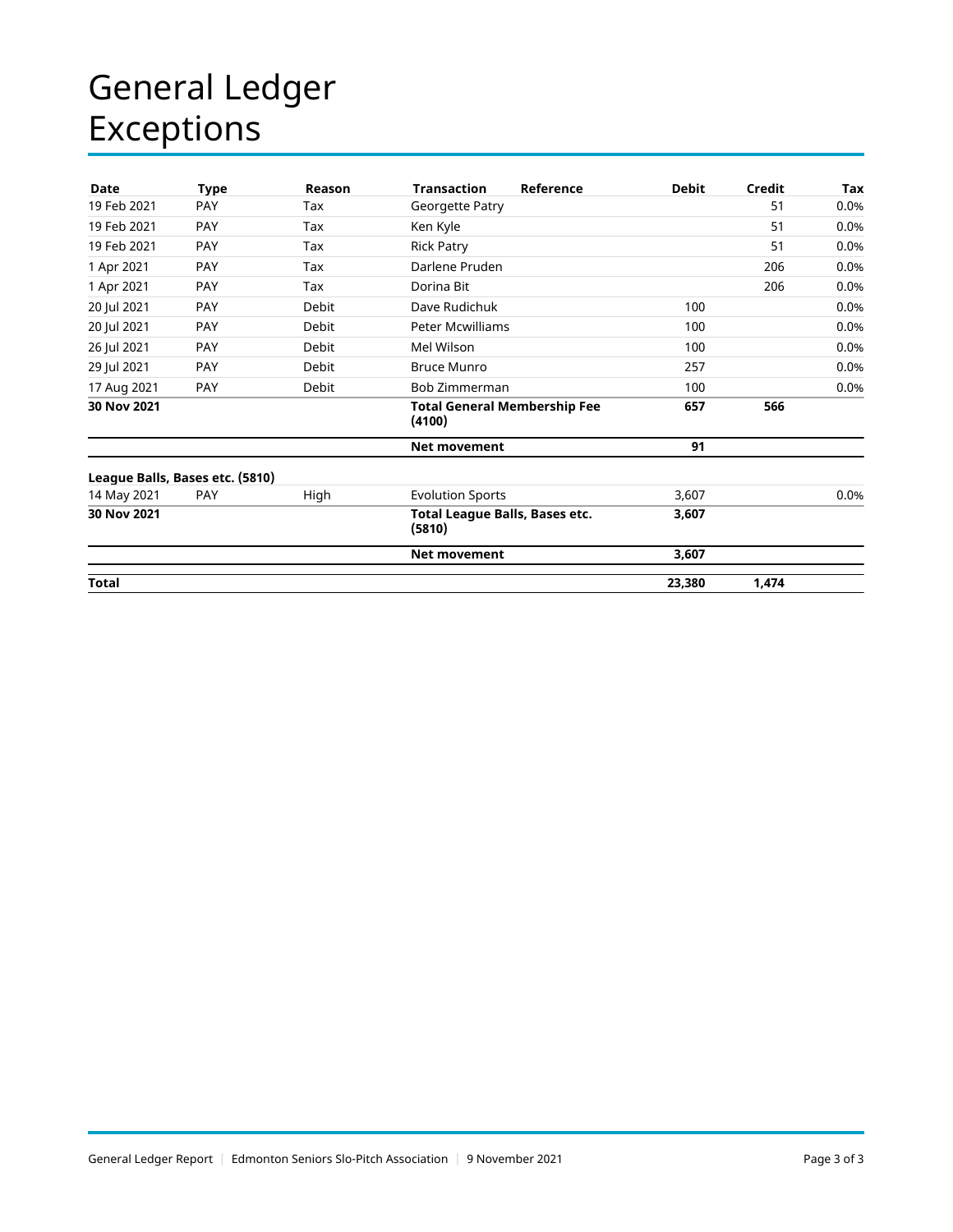# General Ledger Exceptions

| Date | Type | Reason | Transaction | Reference | Debit | Credit | Tax |
|---|---|---|---|---|---|---|---|
| 19 Feb 2021 | PAY | Tax | Georgette Patry | | | 51 | 0.0% |
| 19 Feb 2021 | PAY | Tax | Ken Kyle | | | 51 | 0.0% |
| 19 Feb 2021 | PAY | Tax | Rick Patry | | | 51 | 0.0% |
| 1 Apr 2021 | PAY | Tax | Darlene Pruden | | | 206 | 0.0% |
| 1 Apr 2021 | PAY | Tax | Dorina Bit | | | 206 | 0.0% |
| 20 Jul 2021 | PAY | Debit | Dave Rudichuk | | 100 | | 0.0% |
| 20 Jul 2021 | PAY | Debit | Peter Mcwilliams | | 100 | | 0.0% |
| 26 Jul 2021 | PAY | Debit | Mel Wilson | | 100 | | 0.0% |
| 29 Jul 2021 | PAY | Debit | Bruce Munro | | 257 | | 0.0% |
| 17 Aug 2021 | PAY | Debit | Bob Zimmerman | | 100 | | 0.0% |
| **30 Nov 2021** | | | **Total General Membership Fee (4100)** | | **657** | **566** | |
| | | | **Net movement** | | **91** | | |
| **League Balls, Bases etc. (5810)** | | | | | | | |
| 14 May 2021 | PAY | High | Evolution Sports | | 3,607 | | 0.0% |
| **30 Nov 2021** | | | **Total League Balls, Bases etc. (5810)** | | **3,607** | | |
| | | | **Net movement** | | **3,607** | | |
| **Total** | | | | | **23,380** | **1,474** | |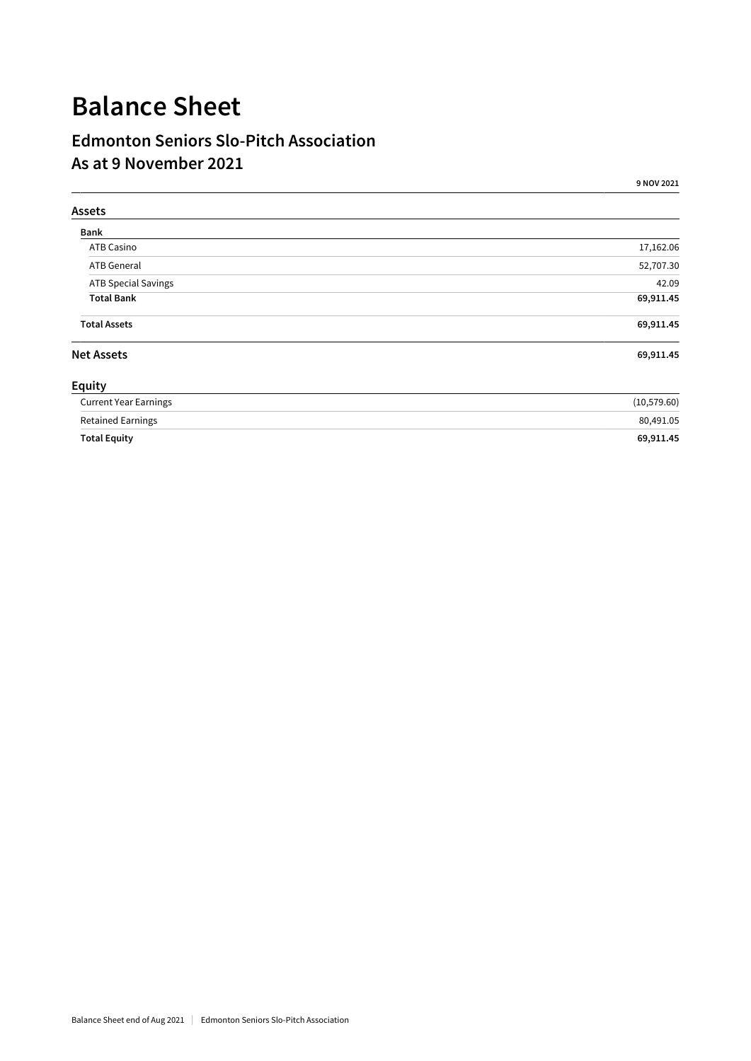# Balance Sheet

## Edmonton Seniors Slo-Pitch Association
## As at 9 November 2021

| | 9 NOV 2021 |
|---|---|
| **Assets** | |
| **Bank** | |
| ATB Casino | 17,162.06 |
| ATB General | 52,707.30 |
| ATB Special Savings | 42.09 |
| **Total Bank** | **69,911.45** |
| **Total Assets** | **69,911.45** |
| **Net Assets** | **69,911.45** |
| **Equity** | |
| Current Year Earnings | (10,579.60) |
| Retained Earnings | 80,491.05 |
| **Total Equity** | **69,911.45** |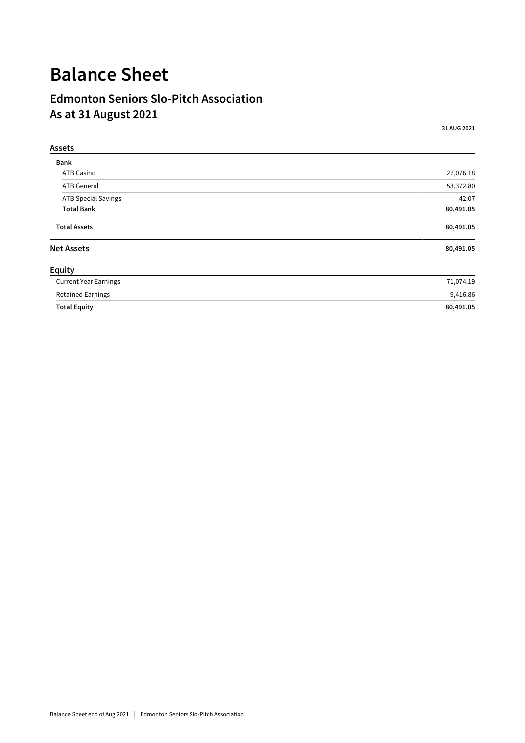# Balance Sheet

## Edmonton Seniors Slo-Pitch Association
## As at 31 August 2021

| | 31 AUG 2021 |
|---|---|
| **Assets** | |
| **Bank** | |
| ATB Casino | 27,076.18 |
| ATB General | 53,372.80 |
| ATB Special Savings | 42.07 |
| **Total Bank** | **80,491.05** |
| **Total Assets** | **80,491.05** |
| **Net Assets** | **80,491.05** |
| **Equity** | |
| Current Year Earnings | 71,074.19 |
| Retained Earnings | 9,416.86 |
| **Total Equity** | **80,491.05** |